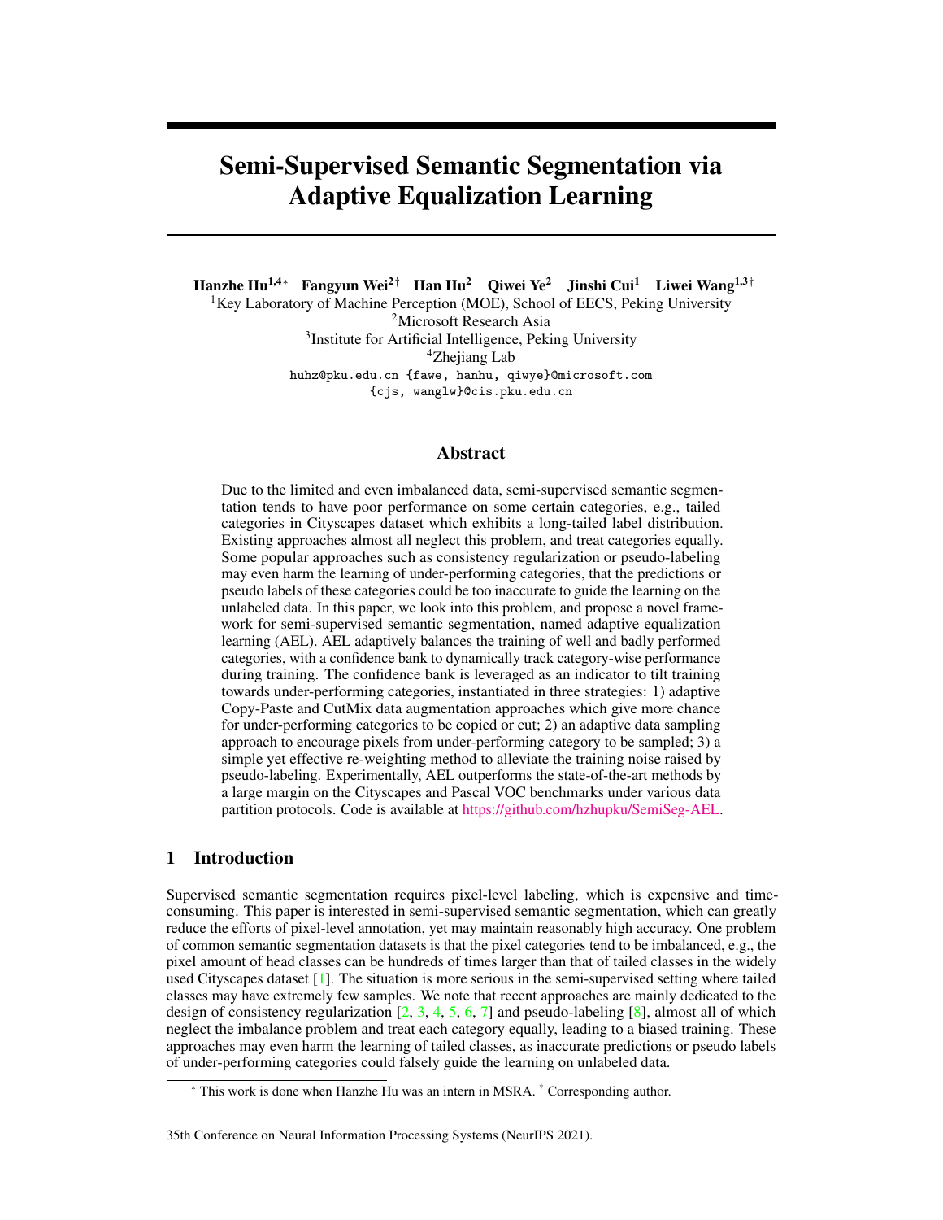# Semi-Supervised Semantic Segmentation via Adaptive Equalization Learning

**Hanzhe Hu**[1,4]* **Fangyun Wei**[2]† **Han Hu**[2] **Qiwei Ye**[2] **Jinshi Cui**[1] **Liwei Wang**[1,3]†

[1]Key Laboratory of Machine Perception (MOE), School of EECS, Peking University
[2]Microsoft Research Asia
[3]Institute for Artificial Intelligence, Peking University
[4]Zhejiang Lab

huhz@pku.edu.cn {fawe, hanhu, qiwye}@microsoft.com
{cjs, wanglw}@cis.pku.edu.cn

## Abstract

Due to the limited and even imbalanced data, semi-supervised semantic segmentation tends to have poor performance on some certain categories, e.g., tailed categories in Cityscapes dataset which exhibits a long-tailed label distribution. Existing approaches almost all neglect this problem, and treat categories equally. Some popular approaches such as consistency regularization or pseudo-labeling may even harm the learning of under-performing categories, that the predictions or pseudo labels of these categories could be too inaccurate to guide the learning on the unlabeled data. In this paper, we look into this problem, and propose a novel framework for semi-supervised semantic segmentation, named adaptive equalization learning (AEL). AEL adaptively balances the training of well and badly performed categories, with a confidence bank to dynamically track category-wise performance during training. The confidence bank is leveraged as an indicator to tilt training towards under-performing categories, instantiated in three strategies: 1) adaptive Copy-Paste and CutMix data augmentation approaches which give more chance for under-performing categories to be copied or cut; 2) an adaptive data sampling approach to encourage pixels from under-performing category to be sampled; 3) a simple yet effective re-weighting method to alleviate the training noise raised by pseudo-labeling. Experimentally, AEL outperforms the state-of-the-art methods by a large margin on the Cityscapes and Pascal VOC benchmarks under various data partition protocols. Code is available at https://github.com/hzhupku/SemiSeg-AEL.

## 1 Introduction

Supervised semantic segmentation requires pixel-level labeling, which is expensive and time-consuming. This paper is interested in semi-supervised semantic segmentation, which can greatly reduce the efforts of pixel-level annotation, yet may maintain reasonably high accuracy. One problem of common semantic segmentation datasets is that the pixel categories tend to be imbalanced, e.g., the pixel amount of head classes can be hundreds of times larger than that of tailed classes in the widely used Cityscapes dataset [1]. The situation is more serious in the semi-supervised setting where tailed classes may have extremely few samples. We note that recent approaches are mainly dedicated to the design of consistency regularization [2, 3, 4, 5, 6, 7] and pseudo-labeling [8], almost all of which neglect the imbalance problem and treat each category equally, leading to a biased training. These approaches may even harm the learning of tailed classes, as inaccurate predictions or pseudo labels of under-performing categories could falsely guide the learning on unlabeled data.

* This work is done when Hanzhe Hu was an intern in MSRA. † Corresponding author.

35th Conference on Neural Information Processing Systems (NeurIPS 2021).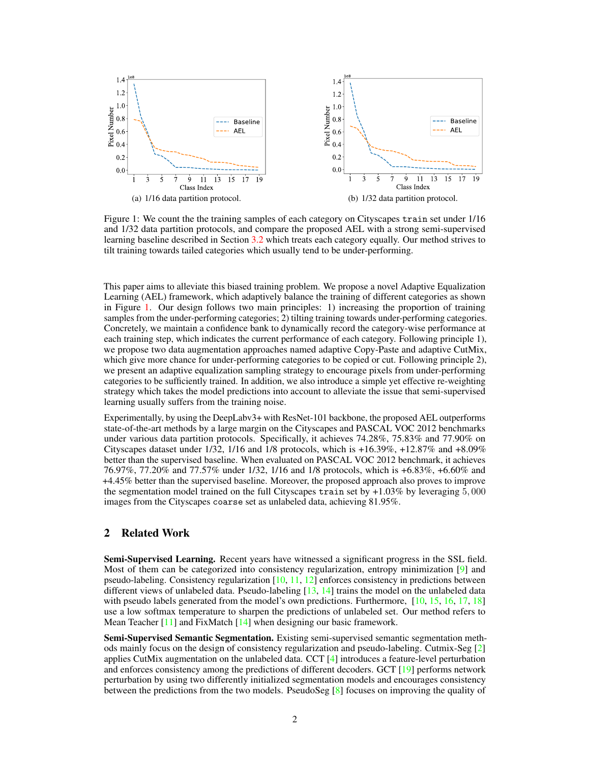(a) 1/16 data partition protocol.

(b) 1/32 data partition protocol.

Figure 1: We count the the training samples of each category on Cityscapes `train` set under 1/16 and 1/32 data partition protocols, and compare the proposed AEL with a strong semi-supervised learning baseline described in Section 3.2 which treats each category equally. Our method strives to tilt training towards tailed categories which usually tend to be under-performing.

This paper aims to alleviate this biased training problem. We propose a novel Adaptive Equalization Learning (AEL) framework, which adaptively balance the training of different categories as shown in Figure 1. Our design follows two main principles: 1) increasing the proportion of training samples from the under-performing categories; 2) tilting training towards under-performing categories. Concretely, we maintain a confidence bank to dynamically record the category-wise performance at each training step, which indicates the current performance of each category. Following principle 1), we propose two data augmentation approaches named adaptive Copy-Paste and adaptive CutMix, which give more chance for under-performing categories to be copied or cut. Following principle 2), we present an adaptive equalization sampling strategy to encourage pixels from under-performing categories to be sufficiently trained. In addition, we also introduce a simple yet effective re-weighting strategy which takes the model predictions into account to alleviate the issue that semi-supervised learning usually suffers from the training noise.

Experimentally, by using the DeepLabv3+ with ResNet-101 backbone, the proposed AEL outperforms state-of-the-art methods by a large margin on the Cityscapes and PASCAL VOC 2012 benchmarks under various data partition protocols. Specifically, it achieves 74.28%, 75.83% and 77.90% on Cityscapes dataset under 1/32, 1/16 and 1/8 protocols, which is +16.39%, +12.87% and +8.09% better than the supervised baseline. When evaluated on PASCAL VOC 2012 benchmark, it achieves 76.97%, 77.20% and 77.57% under 1/32, 1/16 and 1/8 protocols, which is +6.83%, +6.60% and +4.45% better than the supervised baseline. Moreover, the proposed approach also proves to improve the segmentation model trained on the full Cityscapes `train` set by +1.03% by leveraging $5,000$ images from the Cityscapes `coarse` set as unlabeled data, achieving 81.95%.

## 2 Related Work

**Semi-Supervised Learning.** Recent years have witnessed a significant progress in the SSL field. Most of them can be categorized into consistency regularization, entropy minimization [9] and pseudo-labeling. Consistency regularization [10, 11, 12] enforces consistency in predictions between different views of unlabeled data. Pseudo-labeling [13, 14] trains the model on the unlabeled data with pseudo labels generated from the model's own predictions. Furthermore, [10, 15, 16, 17, 18] use a low softmax temperature to sharpen the predictions of unlabeled set. Our method refers to Mean Teacher [11] and FixMatch [14] when designing our basic framework.

**Semi-Supervised Semantic Segmentation.** Existing semi-supervised semantic segmentation methods mainly focus on the design of consistency regularization and pseudo-labeling. Cutmix-Seg [2] applies CutMix augmentation on the unlabeled data. CCT [4] introduces a feature-level perturbation and enforces consistency among the predictions of different decoders. GCT [19] performs network perturbation by using two differently initialized segmentation models and encourages consistency between the predictions from the two models. PseudoSeg [8] focuses on improving the quality of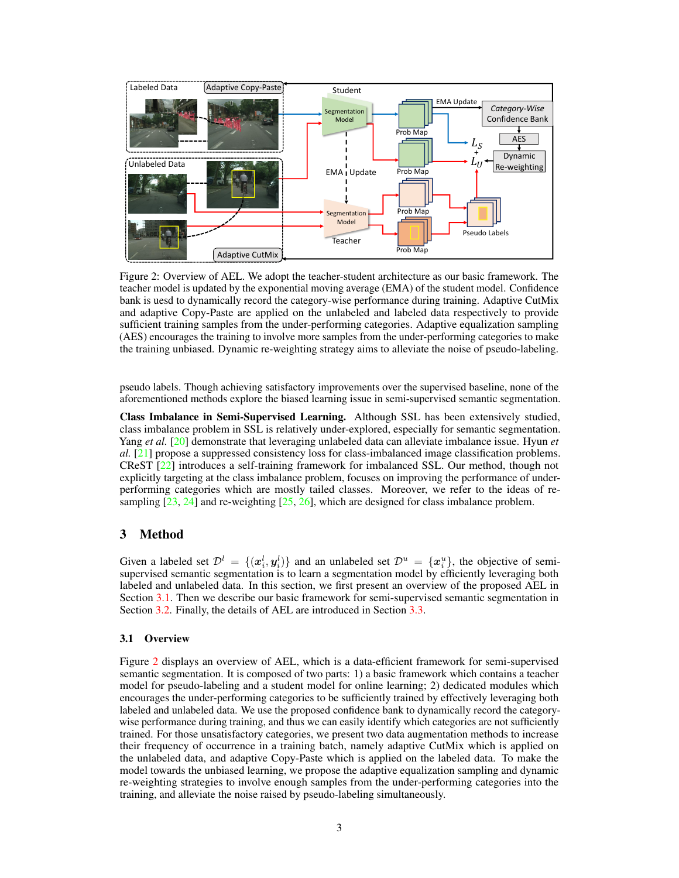Figure 2: Overview of AEL. We adopt the teacher-student architecture as our basic framework. The teacher model is updated by the exponential moving average (EMA) of the student model. Confidence bank is uesd to dynamically record the category-wise performance during training. Adaptive CutMix and adaptive Copy-Paste are applied on the unlabeled and labeled data respectively to provide sufficient training samples from the under-performing categories. Adaptive equalization sampling (AES) encourages the training to involve more samples from the under-performing categories to make the training unbiased. Dynamic re-weighting strategy aims to alleviate the noise of pseudo-labeling.

pseudo labels. Though achieving satisfactory improvements over the supervised baseline, none of the aforementioned methods explore the biased learning issue in semi-supervised semantic segmentation.

**Class Imbalance in Semi-Supervised Learning.** Although SSL has been extensively studied, class imbalance problem in SSL is relatively under-explored, especially for semantic segmentation. Yang *et al.* [20] demonstrate that leveraging unlabeled data can alleviate imbalance issue. Hyun *et al.* [21] propose a suppressed consistency loss for class-imbalanced image classification problems. CReST [22] introduces a self-training framework for imbalanced SSL. Our method, though not explicitly targeting at the class imbalance problem, focuses on improving the performance of under-performing categories which are mostly tailed classes. Moreover, we refer to the ideas of re-sampling [23, 24] and re-weighting [25, 26], which are designed for class imbalance problem.

# 3 Method

Given a labeled set $\mathcal{D}^l = \{(\boldsymbol{x}_i^l, \boldsymbol{y}_i^l)\}$ and an unlabeled set $\mathcal{D}^u = \{\boldsymbol{x}_i^u\}$, the objective of semi-supervised semantic segmentation is to learn a segmentation model by efficiently leveraging both labeled and unlabeled data. In this section, we first present an overview of the proposed AEL in Section 3.1. Then we describe our basic framework for semi-supervised semantic segmentation in Section 3.2. Finally, the details of AEL are introduced in Section 3.3.

## 3.1 Overview

Figure 2 displays an overview of AEL, which is a data-efficient framework for semi-supervised semantic segmentation. It is composed of two parts: 1) a basic framework which contains a teacher model for pseudo-labeling and a student model for online learning; 2) dedicated modules which encourages the under-performing categories to be sufficiently trained by effectively leveraging both labeled and unlabeled data. We use the proposed confidence bank to dynamically record the category-wise performance during training, and thus we can easily identify which categories are not sufficiently trained. For those unsatisfactory categories, we present two data augmentation methods to increase their frequency of occurrence in a training batch, namely adaptive CutMix which is applied on the unlabeled data, and adaptive Copy-Paste which is applied on the labeled data. To make the model towards the unbiased learning, we propose the adaptive equalization sampling and dynamic re-weighting strategies to involve enough samples from the under-performing categories into the training, and alleviate the noise raised by pseudo-labeling simultaneously.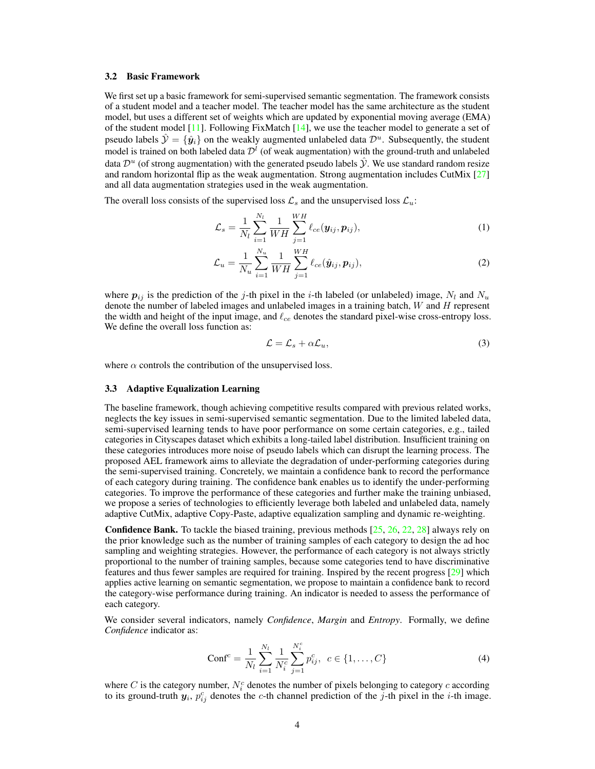### 3.2 Basic Framework

We first set up a basic framework for semi-supervised semantic segmentation. The framework consists of a student model and a teacher model. The teacher model has the same architecture as the student model, but uses a different set of weights which are updated by exponential moving average (EMA) of the student model [11]. Following FixMatch [14], we use the teacher model to generate a set of pseudo labels $\hat{\mathcal{Y}} = \{\hat{\boldsymbol{y}}_i\}$ on the weakly augmented unlabeled data $\mathcal{D}^u$. Subsequently, the student model is trained on both labeled data $\mathcal{D}^l$ (of weak augmentation) with the ground-truth and unlabeled data $\mathcal{D}^u$ (of strong augmentation) with the generated pseudo labels $\hat{\mathcal{Y}}$. We use standard random resize and random horizontal flip as the weak augmentation. Strong augmentation includes CutMix [27] and all data augmentation strategies used in the weak augmentation.

The overall loss consists of the supervised loss $\mathcal{L}_s$ and the unsupervised loss $\mathcal{L}_u$:

$$\mathcal{L}_s = \frac{1}{N_l} \sum_{i=1}^{N_l} \frac{1}{WH} \sum_{j=1}^{WH} \ell_{ce}(\boldsymbol{y}_{ij}, \boldsymbol{p}_{ij}), \tag{1}$$

$$\mathcal{L}_u = \frac{1}{N_u} \sum_{i=1}^{N_u} \frac{1}{WH} \sum_{j=1}^{WH} \ell_{ce}(\hat{\boldsymbol{y}}_{ij}, \boldsymbol{p}_{ij}), \tag{2}$$

where $\boldsymbol{p}_{ij}$ is the prediction of the $j$-th pixel in the $i$-th labeled (or unlabeled) image, $N_l$ and $N_u$ denote the number of labeled images and unlabeled images in a training batch, $W$ and $H$ represent the width and height of the input image, and $\ell_{ce}$ denotes the standard pixel-wise cross-entropy loss. We define the overall loss function as:

$$\mathcal{L} = \mathcal{L}_s + \alpha \mathcal{L}_u, \tag{3}$$

where $\alpha$ controls the contribution of the unsupervised loss.

### 3.3 Adaptive Equalization Learning

The baseline framework, though achieving competitive results compared with previous related works, neglects the key issues in semi-supervised semantic segmentation. Due to the limited labeled data, semi-supervised learning tends to have poor performance on some certain categories, e.g., tailed categories in Cityscapes dataset which exhibits a long-tailed label distribution. Insufficient training on these categories introduces more noise of pseudo labels which can disrupt the learning process. The proposed AEL framework aims to alleviate the degradation of under-performing categories during the semi-supervised training. Concretely, we maintain a confidence bank to record the performance of each category during training. The confidence bank enables us to identify the under-performing categories. To improve the performance of these categories and further make the training unbiased, we propose a series of technologies to efficiently leverage both labeled and unlabeled data, namely adaptive CutMix, adaptive Copy-Paste, adaptive equalization sampling and dynamic re-weighting.

**Confidence Bank.** To tackle the biased training, previous methods [25, 26, 22, 28] always rely on the prior knowledge such as the number of training samples of each category to design the ad hoc sampling and weighting strategies. However, the performance of each category is not always strictly proportional to the number of training samples, because some categories tend to have discriminative features and thus fewer samples are required for training. Inspired by the recent progress [29] which applies active learning on semantic segmentation, we propose to maintain a confidence bank to record the category-wise performance during training. An indicator is needed to assess the performance of each category.

We consider several indicators, namely *Confidence*, *Margin* and *Entropy*. Formally, we define *Confidence* indicator as:

$$\text{Conf}^c = \frac{1}{N_l} \sum_{i=1}^{N_l} \frac{1}{N_i^c} \sum_{j=1}^{N_i^c} p_{ij}^c, \quad c \in \{1, \ldots, C\} \tag{4}$$

where $C$ is the category number, $N_i^c$ denotes the number of pixels belonging to category $c$ according to its ground-truth $\boldsymbol{y}_i$, $p_{ij}^c$ denotes the $c$-th channel prediction of the $j$-th pixel in the $i$-th image.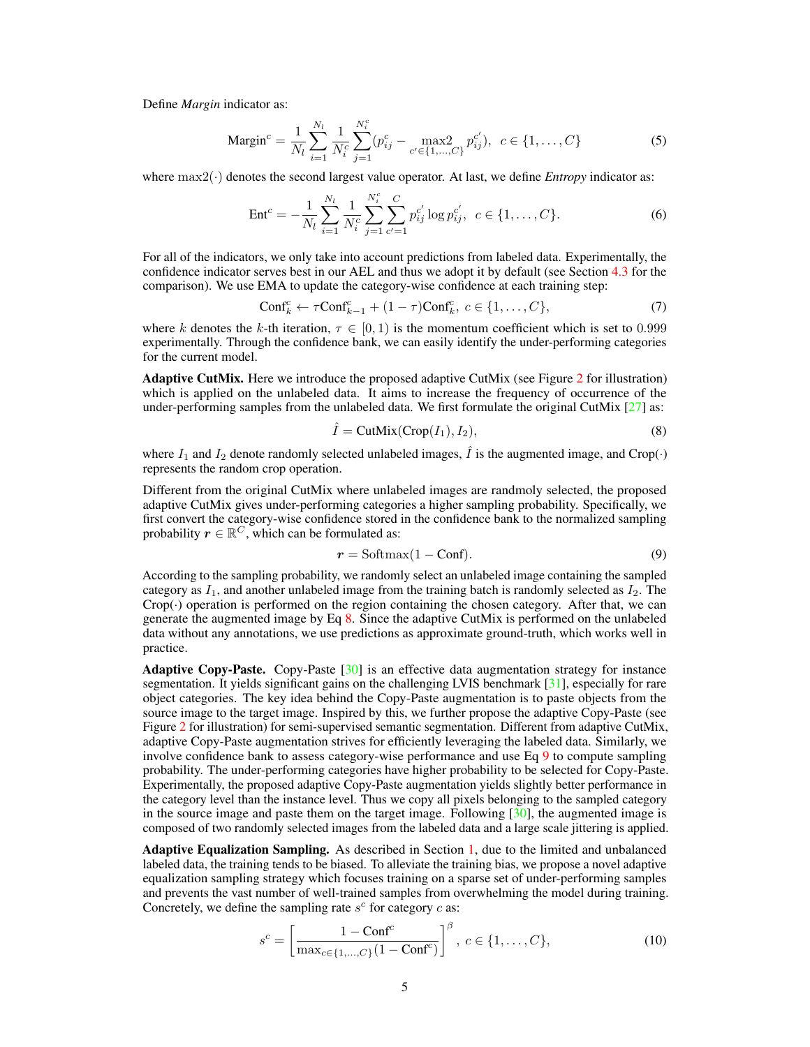Define *Margin* indicator as:

$$\text{Margin}^c = \frac{1}{N_l}\sum_{i=1}^{N_l}\frac{1}{N_i^c}\sum_{j=1}^{N_i^c}(p_{ij}^c - \max_{c' \in \{1,\dots,C\}} 2\, p_{ij}^{c'}),\ \ c \in \{1,\dots,C\} \tag{5}$$

where $\max2(\cdot)$ denotes the second largest value operator. At last, we define *Entropy* indicator as:

$$\text{Ent}^c = -\frac{1}{N_l}\sum_{i=1}^{N_l}\frac{1}{N_i^c}\sum_{j=1}^{N_i^c}\sum_{c'=1}^{C} p_{ij}^{c'} \log p_{ij}^{c'},\ \ c \in \{1,\dots,C\}. \tag{6}$$

For all of the indicators, we only take into account predictions from labeled data. Experimentally, the confidence indicator serves best in our AEL and thus we adopt it by default (see Section 4.3 for the comparison). We use EMA to update the category-wise confidence at each training step:

$$\text{Conf}_k^c \leftarrow \tau \text{Conf}_{k-1}^c + (1-\tau)\text{Conf}_k^c,\ c \in \{1,\dots,C\}, \tag{7}$$

where $k$ denotes the $k$-th iteration, $\tau \in [0, 1)$ is the momentum coefficient which is set to $0.999$ experimentally. Through the confidence bank, we can easily identify the under-performing categories for the current model.

**Adaptive CutMix.** Here we introduce the proposed adaptive CutMix (see Figure 2 for illustration) which is applied on the unlabeled data. It aims to increase the frequency of occurrence of the under-performing samples from the unlabeled data. We first formulate the original CutMix [27] as:

$$\hat{I} = \text{CutMix}(\text{Crop}(I_1), I_2), \tag{8}$$

where $I_1$ and $I_2$ denote randomly selected unlabeled images, $\hat{I}$ is the augmented image, and $\text{Crop}(\cdot)$ represents the random crop operation.

Different from the original CutMix where unlabeled images are randmoly selected, the proposed adaptive CutMix gives under-performing categories a higher sampling probability. Specifically, we first convert the category-wise confidence stored in the confidence bank to the normalized sampling probability $\boldsymbol{r} \in \mathbb{R}^C$, which can be formulated as:

$$\boldsymbol{r} = \text{Softmax}(1 - \text{Conf}). \tag{9}$$

According to the sampling probability, we randomly select an unlabeled image containing the sampled category as $I_1$, and another unlabeled image from the training batch is randomly selected as $I_2$. The $\text{Crop}(\cdot)$ operation is performed on the region containing the chosen category. After that, we can generate the augmented image by Eq 8. Since the adaptive CutMix is performed on the unlabeled data without any annotations, we use predictions as approximate ground-truth, which works well in practice.

**Adaptive Copy-Paste.** Copy-Paste [30] is an effective data augmentation strategy for instance segmentation. It yields significant gains on the challenging LVIS benchmark [31], especially for rare object categories. The key idea behind the Copy-Paste augmentation is to paste objects from the source image to the target image. Inspired by this, we further propose the adaptive Copy-Paste (see Figure 2 for illustration) for semi-supervised semantic segmentation. Different from adaptive CutMix, adaptive Copy-Paste augmentation strives for efficiently leveraging the labeled data. Similarly, we involve confidence bank to assess category-wise performance and use Eq 9 to compute sampling probability. The under-performing categories have higher probability to be selected for Copy-Paste. Experimentally, the proposed adaptive Copy-Paste augmentation yields slightly better performance in the category level than the instance level. Thus we copy all pixels belonging to the sampled category in the source image and paste them on the target image. Following [30], the augmented image is composed of two randomly selected images from the labeled data and a large scale jittering is applied.

**Adaptive Equalization Sampling.** As described in Section 1, due to the limited and unbalanced labeled data, the training tends to be biased. To alleviate the training bias, we propose a novel adaptive equalization sampling strategy which focuses training on a sparse set of under-performing samples and prevents the vast number of well-trained samples from overwhelming the model during training. Concretely, we define the sampling rate $s^c$ for category $c$ as:

$$s^c = \left[\frac{1 - \text{Conf}^c}{\max_{c \in \{1,\dots,C\}}(1 - \text{Conf}^c)}\right]^{\beta},\ c \in \{1,\dots,C\}, \tag{10}$$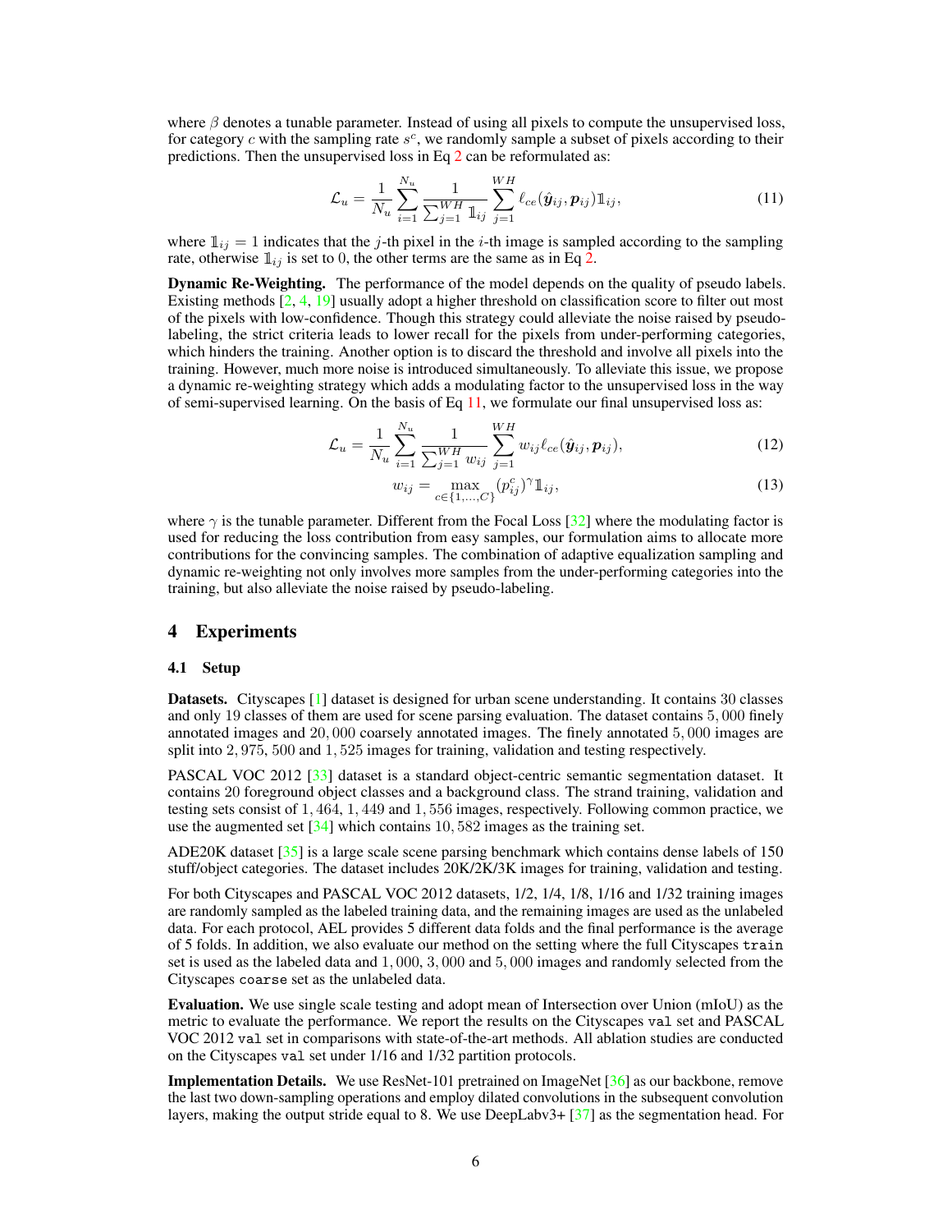where $\beta$ denotes a tunable parameter. Instead of using all pixels to compute the unsupervised loss, for category $c$ with the sampling rate $s^c$, we randomly sample a subset of pixels according to their predictions. Then the unsupervised loss in Eq 2 can be reformulated as:

$$\mathcal{L}_u = \frac{1}{N_u} \sum_{i=1}^{N_u} \frac{1}{\sum_{j=1}^{WH} \mathbb{1}_{ij}} \sum_{j=1}^{WH} \ell_{ce}(\hat{\boldsymbol{y}}_{ij}, \boldsymbol{p}_{ij}) \mathbb{1}_{ij}, \tag{11}$$

where $\mathbb{1}_{ij} = 1$ indicates that the $j$-th pixel in the $i$-th image is sampled according to the sampling rate, otherwise $\mathbb{1}_{ij}$ is set to 0, the other terms are the same as in Eq 2.

**Dynamic Re-Weighting.** The performance of the model depends on the quality of pseudo labels. Existing methods [2, 4, 19] usually adopt a higher threshold on classification score to filter out most of the pixels with low-confidence. Though this strategy could alleviate the noise raised by pseudo-labeling, the strict criteria leads to lower recall for the pixels from under-performing categories, which hinders the training. Another option is to discard the threshold and involve all pixels into the training. However, much more noise is introduced simultaneously. To alleviate this issue, we propose a dynamic re-weighting strategy which adds a modulating factor to the unsupervised loss in the way of semi-supervised learning. On the basis of Eq 11, we formulate our final unsupervised loss as:

$$\mathcal{L}_u = \frac{1}{N_u} \sum_{i=1}^{N_u} \frac{1}{\sum_{j=1}^{WH} w_{ij}} \sum_{j=1}^{WH} w_{ij} \ell_{ce}(\hat{\boldsymbol{y}}_{ij}, \boldsymbol{p}_{ij}), \tag{12}$$

$$w_{ij} = \max_{c \in \{1,\ldots,C\}} (p_{ij}^c)^{\gamma} \mathbb{1}_{ij}, \tag{13}$$

where $\gamma$ is the tunable parameter. Different from the Focal Loss [32] where the modulating factor is used for reducing the loss contribution from easy samples, our formulation aims to allocate more contributions for the convincing samples. The combination of adaptive equalization sampling and dynamic re-weighting not only involves more samples from the under-performing categories into the training, but also alleviate the noise raised by pseudo-labeling.

# 4 Experiments

## 4.1 Setup

**Datasets.** Cityscapes [1] dataset is designed for urban scene understanding. It contains 30 classes and only 19 classes of them are used for scene parsing evaluation. The dataset contains $5,000$ finely annotated images and $20,000$ coarsely annotated images. The finely annotated $5,000$ images are split into $2,975$, $500$ and $1,525$ images for training, validation and testing respectively.

PASCAL VOC 2012 [33] dataset is a standard object-centric semantic segmentation dataset. It contains 20 foreground object classes and a background class. The strand training, validation and testing sets consist of $1,464$, $1,449$ and $1,556$ images, respectively. Following common practice, we use the augmented set [34] which contains $10,582$ images as the training set.

ADE20K dataset [35] is a large scale scene parsing benchmark which contains dense labels of 150 stuff/object categories. The dataset includes 20K/2K/3K images for training, validation and testing.

For both Cityscapes and PASCAL VOC 2012 datasets, 1/2, 1/4, 1/8, 1/16 and 1/32 training images are randomly sampled as the labeled training data, and the remaining images are used as the unlabeled data. For each protocol, AEL provides 5 different data folds and the final performance is the average of 5 folds. In addition, we also evaluate our method on the setting where the full Cityscapes `train` set is used as the labeled data and $1,000$, $3,000$ and $5,000$ images and randomly selected from the Cityscapes `coarse` set as the unlabeled data.

**Evaluation.** We use single scale testing and adopt mean of Intersection over Union (mIoU) as the metric to evaluate the performance. We report the results on the Cityscapes `val` set and PASCAL VOC 2012 `val` set in comparisons with state-of-the-art methods. All ablation studies are conducted on the Cityscapes `val` set under 1/16 and 1/32 partition protocols.

**Implementation Details.** We use ResNet-101 pretrained on ImageNet [36] as our backbone, remove the last two down-sampling operations and employ dilated convolutions in the subsequent convolution layers, making the output stride equal to 8. We use DeepLabv3+ [37] as the segmentation head. For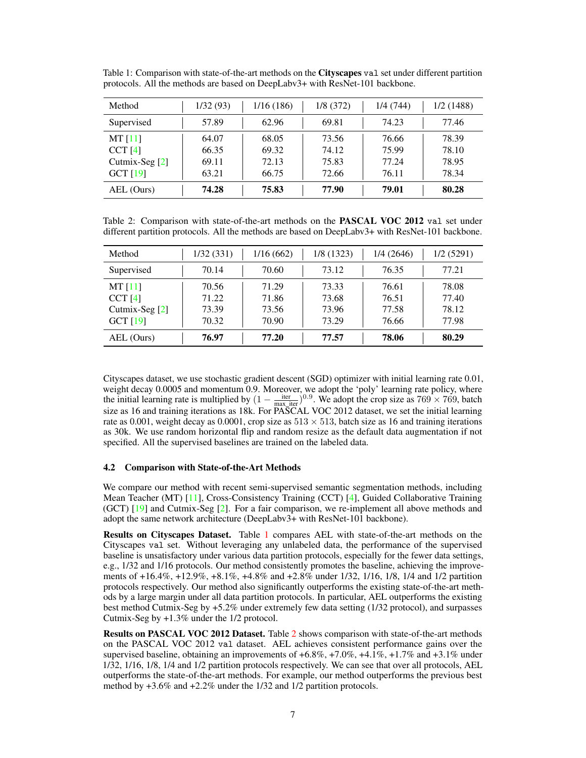Table 1: Comparison with state-of-the-art methods on the **Cityscapes** val set under different partition protocols. All the methods are based on DeepLabv3+ with ResNet-101 backbone.

| Method | 1/32 (93) | 1/16 (186) | 1/8 (372) | 1/4 (744) | 1/2 (1488) |
|---|---|---|---|---|---|
| Supervised | 57.89 | 62.96 | 69.81 | 74.23 | 77.46 |
| MT [11] | 64.07 | 68.05 | 73.56 | 76.66 | 78.39 |
| CCT [4] | 66.35 | 69.32 | 74.12 | 75.99 | 78.10 |
| Cutmix-Seg [2] | 69.11 | 72.13 | 75.83 | 77.24 | 78.95 |
| GCT [19] | 63.21 | 66.75 | 72.66 | 76.11 | 78.34 |
| AEL (Ours) | **74.28** | **75.83** | **77.90** | **79.01** | **80.28** |

Table 2: Comparison with state-of-the-art methods on the **PASCAL VOC 2012** val set under different partition protocols. All the methods are based on DeepLabv3+ with ResNet-101 backbone.

| Method | 1/32 (331) | 1/16 (662) | 1/8 (1323) | 1/4 (2646) | 1/2 (5291) |
|---|---|---|---|---|---|
| Supervised | 70.14 | 70.60 | 73.12 | 76.35 | 77.21 |
| MT [11] | 70.56 | 71.29 | 73.33 | 76.61 | 78.08 |
| CCT [4] | 71.22 | 71.86 | 73.68 | 76.51 | 77.40 |
| Cutmix-Seg [2] | 73.39 | 73.56 | 73.96 | 77.58 | 78.12 |
| GCT [19] | 70.32 | 70.90 | 73.29 | 76.66 | 77.98 |
| AEL (Ours) | **76.97** | **77.20** | **77.57** | **78.06** | **80.29** |

Cityscapes dataset, we use stochastic gradient descent (SGD) optimizer with initial learning rate 0.01, weight decay 0.0005 and momentum 0.9. Moreover, we adopt the 'poly' learning rate policy, where the initial learning rate is multiplied by $(1 - \frac{\text{iter}}{\text{max\_iter}})^{0.9}$. We adopt the crop size as $769 \times 769$, batch size as 16 and training iterations as 18k. For PASCAL VOC 2012 dataset, we set the initial learning rate as 0.001, weight decay as 0.0001, crop size as $513 \times 513$, batch size as 16 and training iterations as 30k. We use random horizontal flip and random resize as the default data augmentation if not specified. All the supervised baselines are trained on the labeled data.

### 4.2 Comparison with State-of-the-Art Methods

We compare our method with recent semi-supervised semantic segmentation methods, including Mean Teacher (MT) [11], Cross-Consistency Training (CCT) [4], Guided Collaborative Training (GCT) [19] and Cutmix-Seg [2]. For a fair comparison, we re-implement all above methods and adopt the same network architecture (DeepLabv3+ with ResNet-101 backbone).

**Results on Cityscapes Dataset.** Table 1 compares AEL with state-of-the-art methods on the Cityscapes val set. Without leveraging any unlabeled data, the performance of the supervised baseline is unsatisfactory under various data partition protocols, especially for the fewer data settings, e.g., 1/32 and 1/16 protocols. Our method consistently promotes the baseline, achieving the improvements of +16.4%, +12.9%, +8.1%, +4.8% and +2.8% under 1/32, 1/16, 1/8, 1/4 and 1/2 partition protocols respectively. Our method also significantly outperforms the existing state-of-the-art methods by a large margin under all data partition protocols. In particular, AEL outperforms the existing best method Cutmix-Seg by +5.2% under extremely few data setting (1/32 protocol), and surpasses Cutmix-Seg by +1.3% under the 1/2 protocol.

**Results on PASCAL VOC 2012 Dataset.** Table 2 shows comparison with state-of-the-art methods on the PASCAL VOC 2012 val dataset. AEL achieves consistent performance gains over the supervised baseline, obtaining an improvements of +6.8%, +7.0%, +4.1%, +1.7% and +3.1% under 1/32, 1/16, 1/8, 1/4 and 1/2 partition protocols respectively. We can see that over all protocols, AEL outperforms the state-of-the-art methods. For example, our method outperforms the previous best method by +3.6% and +2.2% under the 1/32 and 1/2 partition protocols.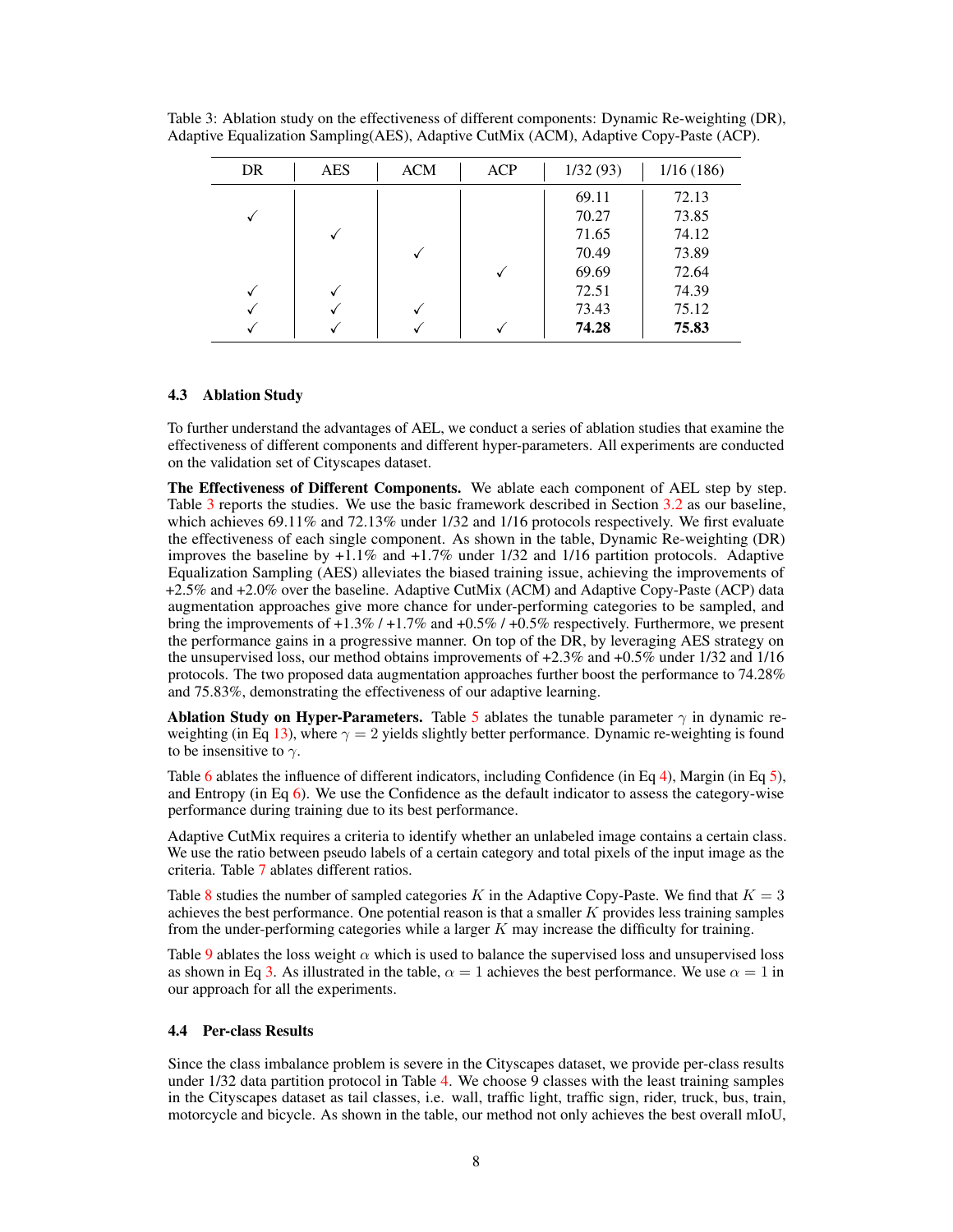Table 3: Ablation study on the effectiveness of different components: Dynamic Re-weighting (DR), Adaptive Equalization Sampling(AES), Adaptive CutMix (ACM), Adaptive Copy-Paste (ACP).

| DR | AES | ACM | ACP | 1/32 (93) | 1/16 (186) |
|---|---|---|---|---|---|
| | | | | 69.11 | 72.13 |
| ✓ | | | | 70.27 | 73.85 |
| | ✓ | | | 71.65 | 74.12 |
| | | ✓ | | 70.49 | 73.89 |
| | | | ✓ | 69.69 | 72.64 |
| ✓ | ✓ | | | 72.51 | 74.39 |
| ✓ | ✓ | ✓ | | 73.43 | 75.12 |
| ✓ | ✓ | ✓ | ✓ | **74.28** | **75.83** |

### 4.3 Ablation Study

To further understand the advantages of AEL, we conduct a series of ablation studies that examine the effectiveness of different components and different hyper-parameters. All experiments are conducted on the validation set of Cityscapes dataset.

**The Effectiveness of Different Components.** We ablate each component of AEL step by step. Table 3 reports the studies. We use the basic framework described in Section 3.2 as our baseline, which achieves 69.11% and 72.13% under 1/32 and 1/16 protocols respectively. We first evaluate the effectiveness of each single component. As shown in the table, Dynamic Re-weighting (DR) improves the baseline by +1.1% and +1.7% under 1/32 and 1/16 partition protocols. Adaptive Equalization Sampling (AES) alleviates the biased training issue, achieving the improvements of +2.5% and +2.0% over the baseline. Adaptive CutMix (ACM) and Adaptive Copy-Paste (ACP) data augmentation approaches give more chance for under-performing categories to be sampled, and bring the improvements of +1.3% / +1.7% and +0.5% / +0.5% respectively. Furthermore, we present the performance gains in a progressive manner. On top of the DR, by leveraging AES strategy on the unsupervised loss, our method obtains improvements of +2.3% and +0.5% under 1/32 and 1/16 protocols. The two proposed data augmentation approaches further boost the performance to 74.28% and 75.83%, demonstrating the effectiveness of our adaptive learning.

**Ablation Study on Hyper-Parameters.** Table 5 ablates the tunable parameter $\gamma$ in dynamic re-weighting (in Eq 13), where $\gamma = 2$ yields slightly better performance. Dynamic re-weighting is found to be insensitive to $\gamma$.

Table 6 ablates the influence of different indicators, including Confidence (in Eq 4), Margin (in Eq 5), and Entropy (in Eq 6). We use the Confidence as the default indicator to assess the category-wise performance during training due to its best performance.

Adaptive CutMix requires a criteria to identify whether an unlabeled image contains a certain class. We use the ratio between pseudo labels of a certain category and total pixels of the input image as the criteria. Table 7 ablates different ratios.

Table 8 studies the number of sampled categories $K$ in the Adaptive Copy-Paste. We find that $K = 3$ achieves the best performance. One potential reason is that a smaller $K$ provides less training samples from the under-performing categories while a larger $K$ may increase the difficulty for training.

Table 9 ablates the loss weight $\alpha$ which is used to balance the supervised loss and unsupervised loss as shown in Eq 3. As illustrated in the table, $\alpha = 1$ achieves the best performance. We use $\alpha = 1$ in our approach for all the experiments.

### 4.4 Per-class Results

Since the class imbalance problem is severe in the Cityscapes dataset, we provide per-class results under 1/32 data partition protocol in Table 4. We choose 9 classes with the least training samples in the Cityscapes dataset as tail classes, i.e. wall, traffic light, traffic sign, rider, truck, bus, train, motorcycle and bicycle. As shown in the table, our method not only achieves the best overall mIoU,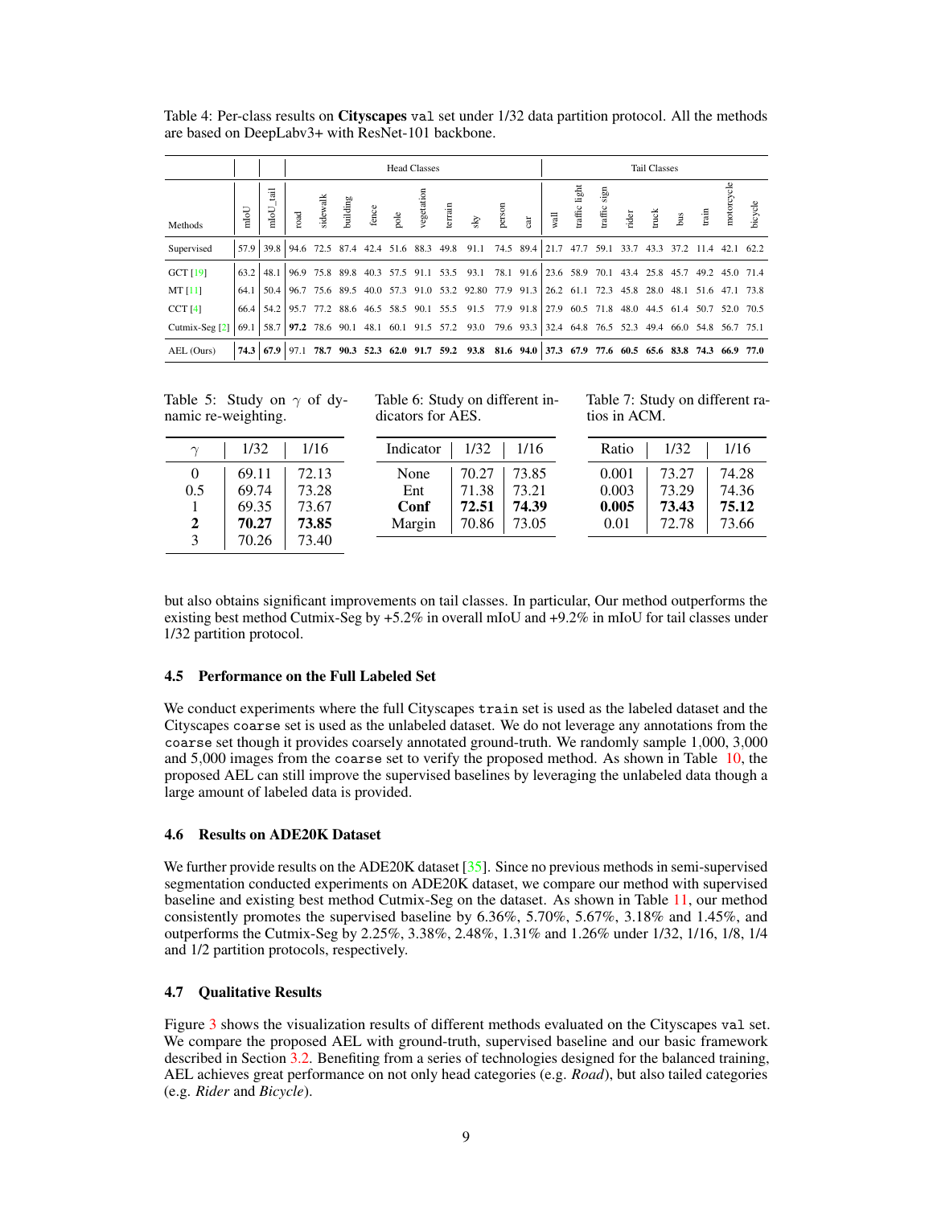Table 4: Per-class results on **Cityscapes** `val` set under 1/32 data partition protocol. All the methods are based on DeepLabv3+ with ResNet-101 backbone.

| | | | Head Classes | | | | | | | | | | Tail Classes | | | | | | | | |
|---|---|---|---|---|---|---|---|---|---|---|---|---|---|---|---|---|---|---|---|---|---|
| Methods | mIoU | mIoU_tail | road | sidewalk | building | fence | pole | vegetation | terrain | sky | person | car | wall | traffic light | traffic sign | rider | truck | bus | train | motorcycle | bicycle |
| Supervised | 57.9 | 39.8 | 94.6 | 72.5 | 87.4 | 42.4 | 51.6 | 88.3 | 49.8 | 91.1 | 74.5 | 89.4 | 21.7 | 47.7 | 59.1 | 33.7 | 43.3 | 37.2 | 11.4 | 42.1 | 62.2 |
| GCT [19] | 63.2 | 48.1 | 96.9 | 75.8 | 89.8 | 40.3 | 57.5 | 91.1 | 53.5 | 93.1 | 78.1 | 91.6 | 23.6 | 58.9 | 70.1 | 43.4 | 25.8 | 45.7 | 49.2 | 45.0 | 71.4 |
| MT [11] | 64.1 | 50.4 | 96.7 | 75.6 | 89.5 | 40.0 | 57.3 | 91.0 | 53.2 | 92.80 | 77.9 | 91.3 | 26.2 | 61.1 | 72.3 | 45.8 | 28.0 | 48.1 | 51.6 | 47.1 | 73.8 |
| CCT [4] | 66.4 | 54.2 | 95.7 | 77.2 | 88.6 | 46.5 | 58.5 | 90.1 | 55.5 | 91.5 | 77.9 | 91.8 | 27.9 | 60.5 | 71.8 | 48.0 | 44.5 | 61.4 | 50.7 | 52.0 | 70.5 |
| Cutmix-Seg [2] | 69.1 | 58.7 | **97.2** | 78.6 | 90.1 | 48.1 | 60.1 | 91.5 | 57.2 | 93.0 | 79.6 | 93.3 | 32.4 | 64.8 | 76.5 | 52.3 | 49.4 | 66.0 | 54.8 | 56.7 | 75.1 |
| AEL (Ours) | **74.3** | **67.9** | 97.1 | **78.7** | **90.3** | **52.3** | **62.0** | **91.7** | **59.2** | **93.8** | **81.6** | **94.0** | **37.3** | **67.9** | **77.6** | **60.5** | **65.6** | **83.8** | **74.3** | **66.9** | **77.0** |

Table 5: Study on $\gamma$ of dynamic re-weighting.

| $\gamma$ | 1/32 | 1/16 |
|---|---|---|
| 0 | 69.11 | 72.13 |
| 0.5 | 69.74 | 73.28 |
| 1 | 69.35 | 73.67 |
| **2** | **70.27** | **73.85** |
| 3 | 70.26 | 73.40 |

Table 6: Study on different indicators for AES.

| Indicator | 1/32 | 1/16 |
|---|---|---|
| None | 70.27 | 73.85 |
| Ent | 71.38 | 73.21 |
| **Conf** | **72.51** | **74.39** |
| Margin | 70.86 | 73.05 |

Table 7: Study on different ratios in ACM.

| Ratio | 1/32 | 1/16 |
|---|---|---|
| 0.001 | 73.27 | 74.28 |
| 0.003 | 73.29 | 74.36 |
| **0.005** | **73.43** | **75.12** |
| 0.01 | 72.78 | 73.66 |

but also obtains significant improvements on tail classes. In particular, Our method outperforms the existing best method Cutmix-Seg by +5.2% in overall mIoU and +9.2% in mIoU for tail classes under 1/32 partition protocol.

### 4.5 Performance on the Full Labeled Set

We conduct experiments where the full Cityscapes `train` set is used as the labeled dataset and the Cityscapes `coarse` set is used as the unlabeled dataset. We do not leverage any annotations from the `coarse` set though it provides coarsely annotated ground-truth. We randomly sample 1,000, 3,000 and 5,000 images from the `coarse` set to verify the proposed method. As shown in Table 10, the proposed AEL can still improve the supervised baselines by leveraging the unlabeled data though a large amount of labeled data is provided.

### 4.6 Results on ADE20K Dataset

We further provide results on the ADE20K dataset [35]. Since no previous methods in semi-supervised segmentation conducted experiments on ADE20K dataset, we compare our method with supervised baseline and existing best method Cutmix-Seg on the dataset. As shown in Table 11, our method consistently promotes the supervised baseline by 6.36%, 5.70%, 5.67%, 3.18% and 1.45%, and outperforms the Cutmix-Seg by 2.25%, 3.38%, 2.48%, 1.31% and 1.26% under 1/32, 1/16, 1/8, 1/4 and 1/2 partition protocols, respectively.

### 4.7 Qualitative Results

Figure 3 shows the visualization results of different methods evaluated on the Cityscapes `val` set. We compare the proposed AEL with ground-truth, supervised baseline and our basic framework described in Section 3.2. Benefiting from a series of technologies designed for the balanced training, AEL achieves great performance on not only head categories (e.g. *Road*), but also tailed categories (e.g. *Rider* and *Bicycle*).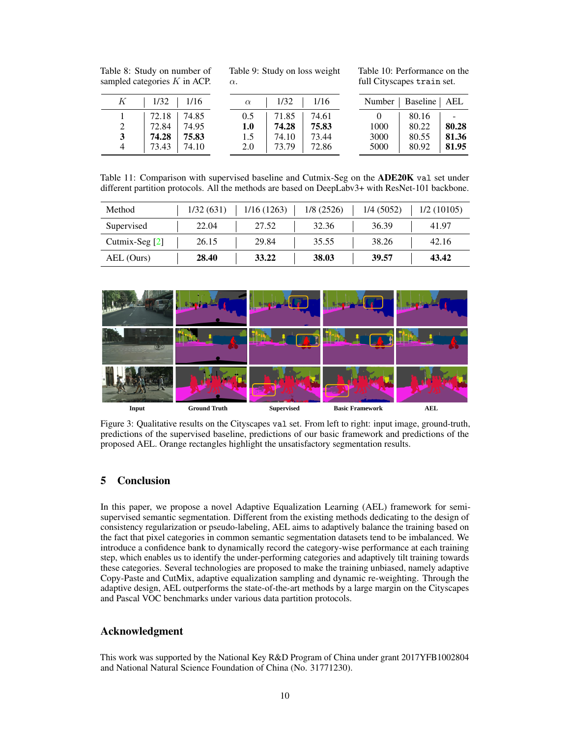Table 8: Study on number of sampled categories $K$ in ACP.

| $K$ | 1/32 | 1/16 |
|---|---|---|
| 1 | 72.18 | 74.85 |
| 2 | 72.84 | 74.95 |
| **3** | **74.28** | **75.83** |
| 4 | 73.43 | 74.10 |

Table 9: Study on loss weight $\alpha$.

| $\alpha$ | 1/32 | 1/16 |
|---|---|---|
| 0.5 | 71.85 | 74.61 |
| **1.0** | **74.28** | **75.83** |
| 1.5 | 74.10 | 73.44 |
| 2.0 | 73.79 | 72.86 |

Table 10: Performance on the full Cityscapes `train` set.

| Number | Baseline | AEL |
|---|---|---|
| 0 | 80.16 | - |
| 1000 | 80.22 | **80.28** |
| 3000 | 80.55 | **81.36** |
| 5000 | 80.92 | **81.95** |

Table 11: Comparison with supervised baseline and Cutmix-Seg on the **ADE20K** `val` set under different partition protocols. All the methods are based on DeepLabv3+ with ResNet-101 backbone.

| Method | 1/32 (631) | 1/16 (1263) | 1/8 (2526) | 1/4 (5052) | 1/2 (10105) |
|---|---|---|---|---|---|
| Supervised | 22.04 | 27.52 | 32.36 | 36.39 | 41.97 |
| Cutmix-Seg [2] | 26.15 | 29.84 | 35.55 | 38.26 | 42.16 |
| AEL (Ours) | **28.40** | **33.22** | **38.03** | **39.57** | **43.42** |

Input | Ground Truth | Supervised | Basic Framework | AEL

Figure 3: Qualitative results on the Cityscapes `val` set. From left to right: input image, ground-truth, predictions of the supervised baseline, predictions of our basic framework and predictions of the proposed AEL. Orange rectangles highlight the unsatisfactory segmentation results.

## 5 Conclusion

In this paper, we propose a novel Adaptive Equalization Learning (AEL) framework for semi-supervised semantic segmentation. Different from the existing methods dedicating to the design of consistency regularization or pseudo-labeling, AEL aims to adaptively balance the training based on the fact that pixel categories in common semantic segmentation datasets tend to be imbalanced. We introduce a confidence bank to dynamically record the category-wise performance at each training step, which enables us to identify the under-performing categories and adaptively tilt training towards these categories. Several technologies are proposed to make the training unbiased, namely adaptive Copy-Paste and CutMix, adaptive equalization sampling and dynamic re-weighting. Through the adaptive design, AEL outperforms the state-of-the-art methods by a large margin on the Cityscapes and Pascal VOC benchmarks under various data partition protocols.

## Acknowledgment

This work was supported by the National Key R&D Program of China under grant 2017YFB1002804 and National Natural Science Foundation of China (No. 31771230).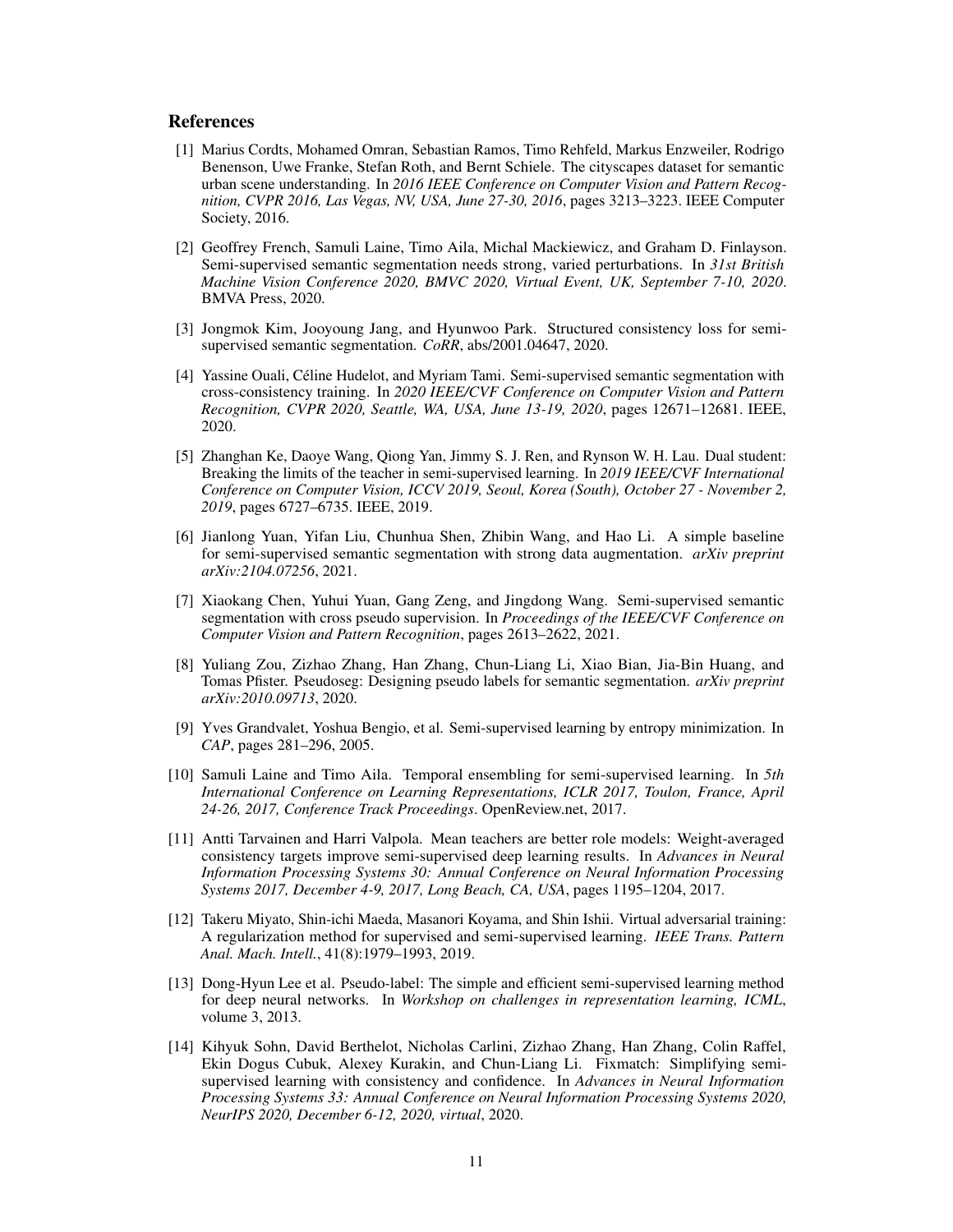## References

[1] Marius Cordts, Mohamed Omran, Sebastian Ramos, Timo Rehfeld, Markus Enzweiler, Rodrigo Benenson, Uwe Franke, Stefan Roth, and Bernt Schiele. The cityscapes dataset for semantic urban scene understanding. In *2016 IEEE Conference on Computer Vision and Pattern Recognition, CVPR 2016, Las Vegas, NV, USA, June 27-30, 2016*, pages 3213–3223. IEEE Computer Society, 2016.

[2] Geoffrey French, Samuli Laine, Timo Aila, Michal Mackiewicz, and Graham D. Finlayson. Semi-supervised semantic segmentation needs strong, varied perturbations. In *31st British Machine Vision Conference 2020, BMVC 2020, Virtual Event, UK, September 7-10, 2020*. BMVA Press, 2020.

[3] Jongmok Kim, Jooyoung Jang, and Hyunwoo Park. Structured consistency loss for semi-supervised semantic segmentation. *CoRR*, abs/2001.04647, 2020.

[4] Yassine Ouali, Céline Hudelot, and Myriam Tami. Semi-supervised semantic segmentation with cross-consistency training. In *2020 IEEE/CVF Conference on Computer Vision and Pattern Recognition, CVPR 2020, Seattle, WA, USA, June 13-19, 2020*, pages 12671–12681. IEEE, 2020.

[5] Zhanghan Ke, Daoye Wang, Qiong Yan, Jimmy S. J. Ren, and Rynson W. H. Lau. Dual student: Breaking the limits of the teacher in semi-supervised learning. In *2019 IEEE/CVF International Conference on Computer Vision, ICCV 2019, Seoul, Korea (South), October 27 - November 2, 2019*, pages 6727–6735. IEEE, 2019.

[6] Jianlong Yuan, Yifan Liu, Chunhua Shen, Zhibin Wang, and Hao Li. A simple baseline for semi-supervised semantic segmentation with strong data augmentation. *arXiv preprint arXiv:2104.07256*, 2021.

[7] Xiaokang Chen, Yuhui Yuan, Gang Zeng, and Jingdong Wang. Semi-supervised semantic segmentation with cross pseudo supervision. In *Proceedings of the IEEE/CVF Conference on Computer Vision and Pattern Recognition*, pages 2613–2622, 2021.

[8] Yuliang Zou, Zizhao Zhang, Han Zhang, Chun-Liang Li, Xiao Bian, Jia-Bin Huang, and Tomas Pfister. Pseudoseg: Designing pseudo labels for semantic segmentation. *arXiv preprint arXiv:2010.09713*, 2020.

[9] Yves Grandvalet, Yoshua Bengio, et al. Semi-supervised learning by entropy minimization. In *CAP*, pages 281–296, 2005.

[10] Samuli Laine and Timo Aila. Temporal ensembling for semi-supervised learning. In *5th International Conference on Learning Representations, ICLR 2017, Toulon, France, April 24-26, 2017, Conference Track Proceedings*. OpenReview.net, 2017.

[11] Antti Tarvainen and Harri Valpola. Mean teachers are better role models: Weight-averaged consistency targets improve semi-supervised deep learning results. In *Advances in Neural Information Processing Systems 30: Annual Conference on Neural Information Processing Systems 2017, December 4-9, 2017, Long Beach, CA, USA*, pages 1195–1204, 2017.

[12] Takeru Miyato, Shin-ichi Maeda, Masanori Koyama, and Shin Ishii. Virtual adversarial training: A regularization method for supervised and semi-supervised learning. *IEEE Trans. Pattern Anal. Mach. Intell.*, 41(8):1979–1993, 2019.

[13] Dong-Hyun Lee et al. Pseudo-label: The simple and efficient semi-supervised learning method for deep neural networks. In *Workshop on challenges in representation learning, ICML*, volume 3, 2013.

[14] Kihyuk Sohn, David Berthelot, Nicholas Carlini, Zizhao Zhang, Han Zhang, Colin Raffel, Ekin Dogus Cubuk, Alexey Kurakin, and Chun-Liang Li. Fixmatch: Simplifying semi-supervised learning with consistency and confidence. In *Advances in Neural Information Processing Systems 33: Annual Conference on Neural Information Processing Systems 2020, NeurIPS 2020, December 6-12, 2020, virtual*, 2020.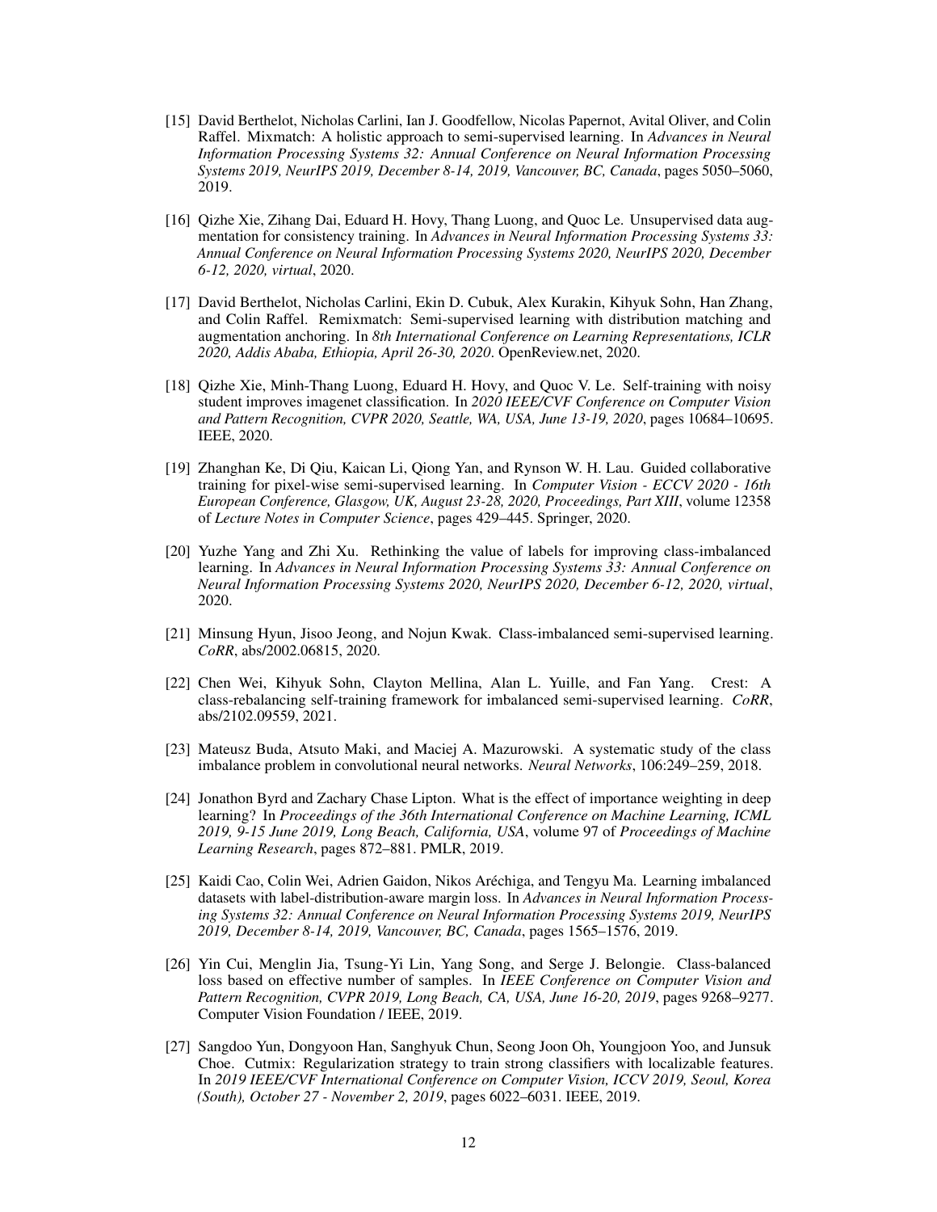[15] David Berthelot, Nicholas Carlini, Ian J. Goodfellow, Nicolas Papernot, Avital Oliver, and Colin Raffel. Mixmatch: A holistic approach to semi-supervised learning. In *Advances in Neural Information Processing Systems 32: Annual Conference on Neural Information Processing Systems 2019, NeurIPS 2019, December 8-14, 2019, Vancouver, BC, Canada*, pages 5050–5060, 2019.

[16] Qizhe Xie, Zihang Dai, Eduard H. Hovy, Thang Luong, and Quoc Le. Unsupervised data augmentation for consistency training. In *Advances in Neural Information Processing Systems 33: Annual Conference on Neural Information Processing Systems 2020, NeurIPS 2020, December 6-12, 2020, virtual*, 2020.

[17] David Berthelot, Nicholas Carlini, Ekin D. Cubuk, Alex Kurakin, Kihyuk Sohn, Han Zhang, and Colin Raffel. Remixmatch: Semi-supervised learning with distribution matching and augmentation anchoring. In *8th International Conference on Learning Representations, ICLR 2020, Addis Ababa, Ethiopia, April 26-30, 2020*. OpenReview.net, 2020.

[18] Qizhe Xie, Minh-Thang Luong, Eduard H. Hovy, and Quoc V. Le. Self-training with noisy student improves imagenet classification. In *2020 IEEE/CVF Conference on Computer Vision and Pattern Recognition, CVPR 2020, Seattle, WA, USA, June 13-19, 2020*, pages 10684–10695. IEEE, 2020.

[19] Zhanghan Ke, Di Qiu, Kaican Li, Qiong Yan, and Rynson W. H. Lau. Guided collaborative training for pixel-wise semi-supervised learning. In *Computer Vision - ECCV 2020 - 16th European Conference, Glasgow, UK, August 23-28, 2020, Proceedings, Part XIII*, volume 12358 of *Lecture Notes in Computer Science*, pages 429–445. Springer, 2020.

[20] Yuzhe Yang and Zhi Xu. Rethinking the value of labels for improving class-imbalanced learning. In *Advances in Neural Information Processing Systems 33: Annual Conference on Neural Information Processing Systems 2020, NeurIPS 2020, December 6-12, 2020, virtual*, 2020.

[21] Minsung Hyun, Jisoo Jeong, and Nojun Kwak. Class-imbalanced semi-supervised learning. *CoRR*, abs/2002.06815, 2020.

[22] Chen Wei, Kihyuk Sohn, Clayton Mellina, Alan L. Yuille, and Fan Yang. Crest: A class-rebalancing self-training framework for imbalanced semi-supervised learning. *CoRR*, abs/2102.09559, 2021.

[23] Mateusz Buda, Atsuto Maki, and Maciej A. Mazurowski. A systematic study of the class imbalance problem in convolutional neural networks. *Neural Networks*, 106:249–259, 2018.

[24] Jonathon Byrd and Zachary Chase Lipton. What is the effect of importance weighting in deep learning? In *Proceedings of the 36th International Conference on Machine Learning, ICML 2019, 9-15 June 2019, Long Beach, California, USA*, volume 97 of *Proceedings of Machine Learning Research*, pages 872–881. PMLR, 2019.

[25] Kaidi Cao, Colin Wei, Adrien Gaidon, Nikos Aréchiga, and Tengyu Ma. Learning imbalanced datasets with label-distribution-aware margin loss. In *Advances in Neural Information Processing Systems 32: Annual Conference on Neural Information Processing Systems 2019, NeurIPS 2019, December 8-14, 2019, Vancouver, BC, Canada*, pages 1565–1576, 2019.

[26] Yin Cui, Menglin Jia, Tsung-Yi Lin, Yang Song, and Serge J. Belongie. Class-balanced loss based on effective number of samples. In *IEEE Conference on Computer Vision and Pattern Recognition, CVPR 2019, Long Beach, CA, USA, June 16-20, 2019*, pages 9268–9277. Computer Vision Foundation / IEEE, 2019.

[27] Sangdoo Yun, Dongyoon Han, Sanghyuk Chun, Seong Joon Oh, Youngjoon Yoo, and Junsuk Choe. Cutmix: Regularization strategy to train strong classifiers with localizable features. In *2019 IEEE/CVF International Conference on Computer Vision, ICCV 2019, Seoul, Korea (South), October 27 - November 2, 2019*, pages 6022–6031. IEEE, 2019.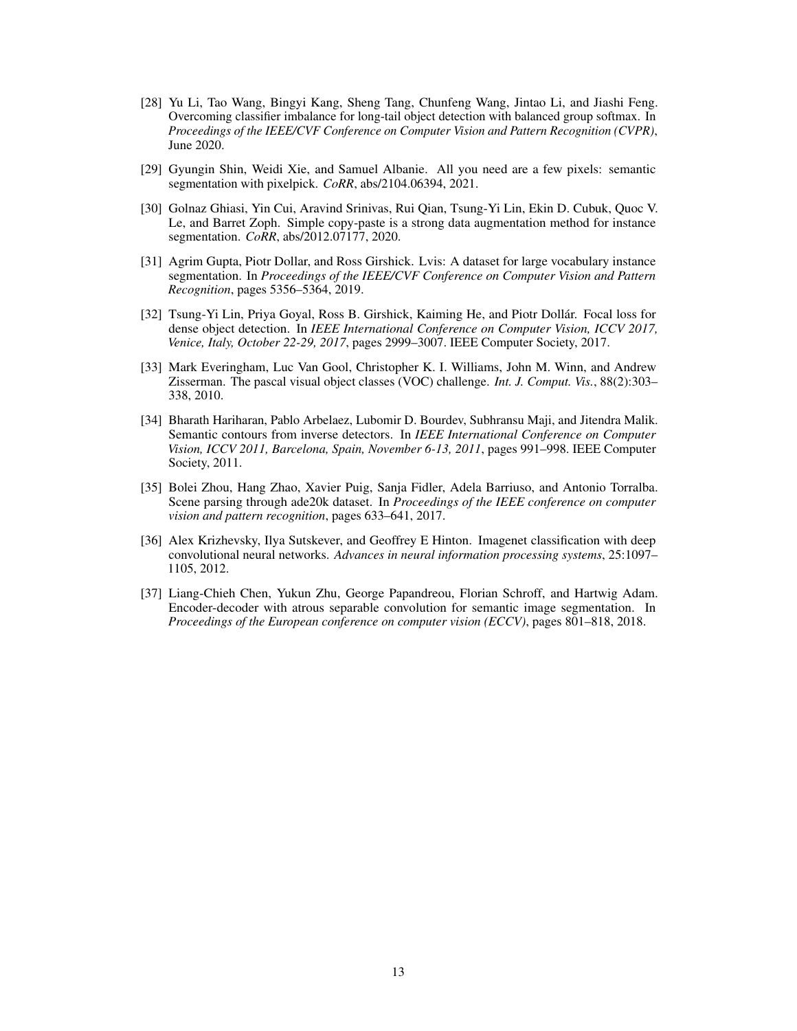[28] Yu Li, Tao Wang, Bingyi Kang, Sheng Tang, Chunfeng Wang, Jintao Li, and Jiashi Feng. Overcoming classifier imbalance for long-tail object detection with balanced group softmax. In *Proceedings of the IEEE/CVF Conference on Computer Vision and Pattern Recognition (CVPR)*, June 2020.

[29] Gyungin Shin, Weidi Xie, and Samuel Albanie. All you need are a few pixels: semantic segmentation with pixelpick. *CoRR*, abs/2104.06394, 2021.

[30] Golnaz Ghiasi, Yin Cui, Aravind Srinivas, Rui Qian, Tsung-Yi Lin, Ekin D. Cubuk, Quoc V. Le, and Barret Zoph. Simple copy-paste is a strong data augmentation method for instance segmentation. *CoRR*, abs/2012.07177, 2020.

[31] Agrim Gupta, Piotr Dollar, and Ross Girshick. Lvis: A dataset for large vocabulary instance segmentation. In *Proceedings of the IEEE/CVF Conference on Computer Vision and Pattern Recognition*, pages 5356–5364, 2019.

[32] Tsung-Yi Lin, Priya Goyal, Ross B. Girshick, Kaiming He, and Piotr Dollár. Focal loss for dense object detection. In *IEEE International Conference on Computer Vision, ICCV 2017, Venice, Italy, October 22-29, 2017*, pages 2999–3007. IEEE Computer Society, 2017.

[33] Mark Everingham, Luc Van Gool, Christopher K. I. Williams, John M. Winn, and Andrew Zisserman. The pascal visual object classes (VOC) challenge. *Int. J. Comput. Vis.*, 88(2):303–338, 2010.

[34] Bharath Hariharan, Pablo Arbelaez, Lubomir D. Bourdev, Subhransu Maji, and Jitendra Malik. Semantic contours from inverse detectors. In *IEEE International Conference on Computer Vision, ICCV 2011, Barcelona, Spain, November 6-13, 2011*, pages 991–998. IEEE Computer Society, 2011.

[35] Bolei Zhou, Hang Zhao, Xavier Puig, Sanja Fidler, Adela Barriuso, and Antonio Torralba. Scene parsing through ade20k dataset. In *Proceedings of the IEEE conference on computer vision and pattern recognition*, pages 633–641, 2017.

[36] Alex Krizhevsky, Ilya Sutskever, and Geoffrey E Hinton. Imagenet classification with deep convolutional neural networks. *Advances in neural information processing systems*, 25:1097–1105, 2012.

[37] Liang-Chieh Chen, Yukun Zhu, George Papandreou, Florian Schroff, and Hartwig Adam. Encoder-decoder with atrous separable convolution for semantic image segmentation. In *Proceedings of the European conference on computer vision (ECCV)*, pages 801–818, 2018.